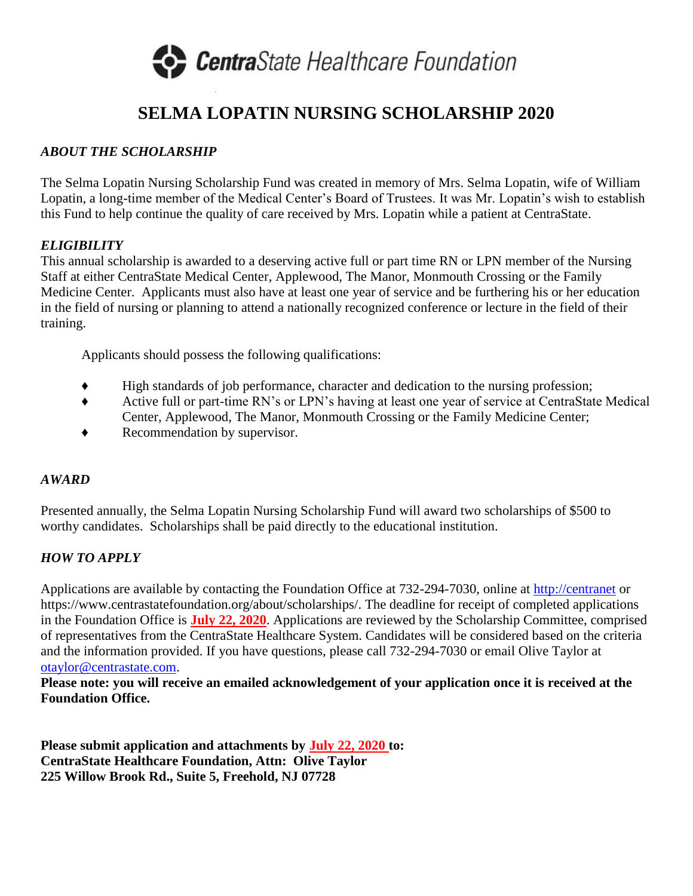CentraState Healthcare Foundation

# SELMA LOPATIN NURSING SCHOLARSHIP 2020

## *ABOUT THE SCHOLARSHIP*

The Selma Lopatin Nursing Scholarship Fund was created in memory of Mrs. Selma Lopatin, wife of William Lopatin, a long-time member of the Medical Center's Board of Trustees. It was Mr. Lopatin's wish to establish this Fund to help continue the quality of care received by Mrs. Lopatin while a patient at CentraState.

## *ELIGIBILITY*

This annual scholarship is awarded to a deserving active full or part time RN or LPN member of the Nursing Staff at either CentraState Medical Center, Applewood, The Manor, Monmouth Crossing or the Family Medicine Center. Applicants must also have at least one year of service and be furthering his or her education in the field of nursing or planning to attend a nationally recognized conference or lecture in the field of their training.

Applicants should possess the following qualifications:

- High standards of job performance, character and dedication to the nursing profession;
- Active full or part-time RN's or LPN's having at least one year of service at CentraState Medical Center, Applewood, The Manor, Monmouth Crossing or the Family Medicine Center;
- Recommendation by supervisor.

## *AWARD*

Presented annually, the Selma Lopatin Nursing Scholarship Fund will award two scholarships of $500 to worthy candidates. Scholarships shall be paid directly to the educational institution.

## *HOW TO APPLY*

Applications are available by contacting the Foundation Office at 732-294-7030, online at http://centranet or https://www.centrastatefoundation.org/about/scholarships/. The deadline for receipt of completed applications in the Foundation Office is **July 22, 2020**. Applications are reviewed by the Scholarship Committee, comprised of representatives from the CentraState Healthcare System. Candidates will be considered based on the criteria and the information provided. If you have questions, please call 732-294-7030 or email Olive Taylor at otaylor@centrastate.com.

**Please note: you will receive an emailed acknowledgement of your application once it is received at the Foundation Office.**

**Please submit application and attachments by July 22, 2020 to:**
**CentraState Healthcare Foundation, Attn: Olive Taylor**
**225 Willow Brook Rd., Suite 5, Freehold, NJ 07728**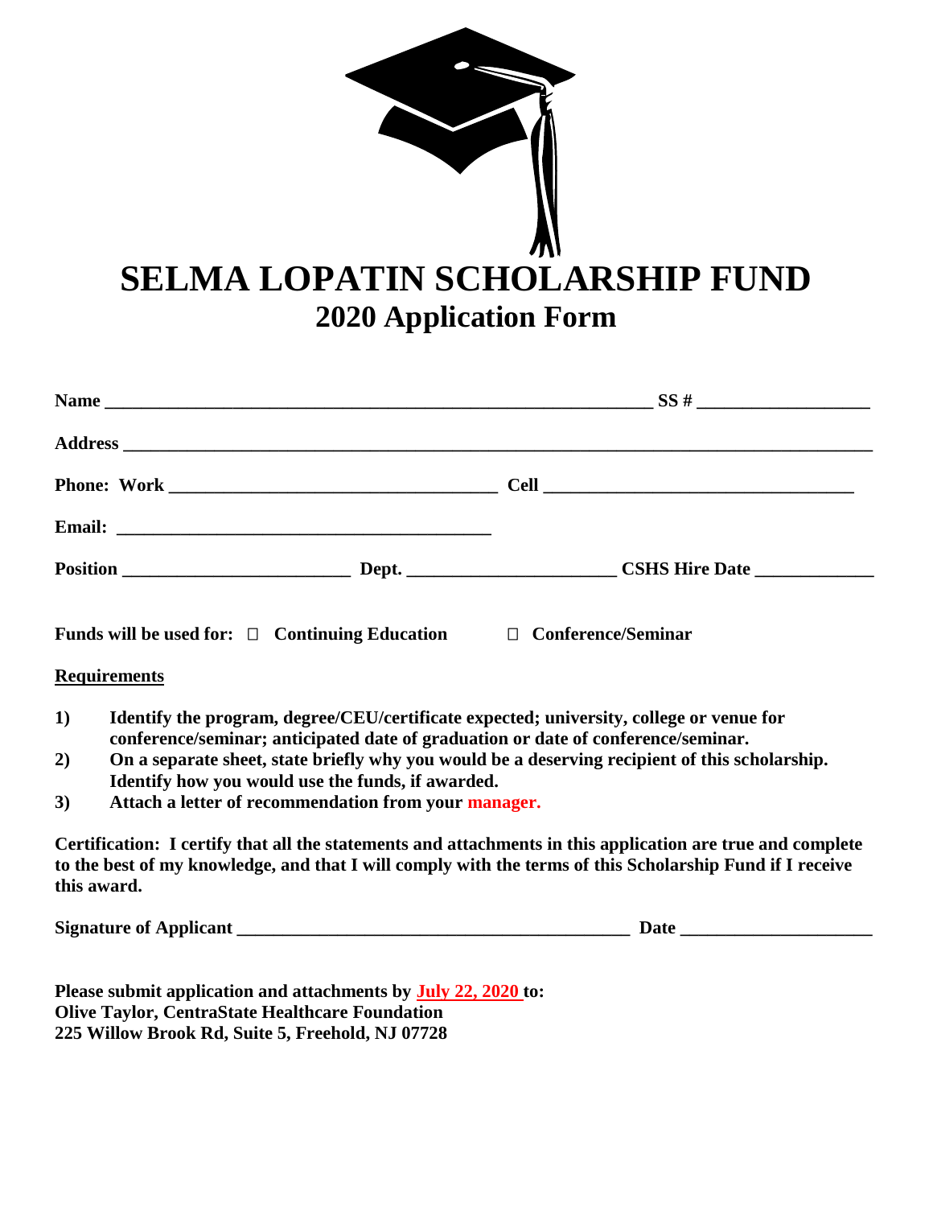# SELMA LOPATIN SCHOLARSHIP FUND

## 2020 Application Form

**Name** ______________________________________________ **SS #** ________________

**Address** ______________________________________________________________

**Phone: Work** ____________________________ **Cell** ____________________________

**Email:** ____________________________________

**Position** ____________________ **Dept.** ____________________ **CSHS Hire Date** ____________

**Funds will be used for:** ☐ **Continuing Education** ☐ **Conference/Seminar**

**Requirements**

1) **Identify the program, degree/CEU/certificate expected; university, college or venue for conference/seminar; anticipated date of graduation or date of conference/seminar.**
2) **On a separate sheet, state briefly why you would be a deserving recipient of this scholarship. Identify how you would use the funds, if awarded.**
3) **Attach a letter of recommendation from your manager.**

**Certification: I certify that all the statements and attachments in this application are true and complete to the best of my knowledge, and that I will comply with the terms of this Scholarship Fund if I receive this award.**

**Signature of Applicant** ____________________________________ **Date** ________________

**Please submit application and attachments by July 22, 2020 to:**
**Olive Taylor, CentraState Healthcare Foundation**
**225 Willow Brook Rd, Suite 5, Freehold, NJ 07728**